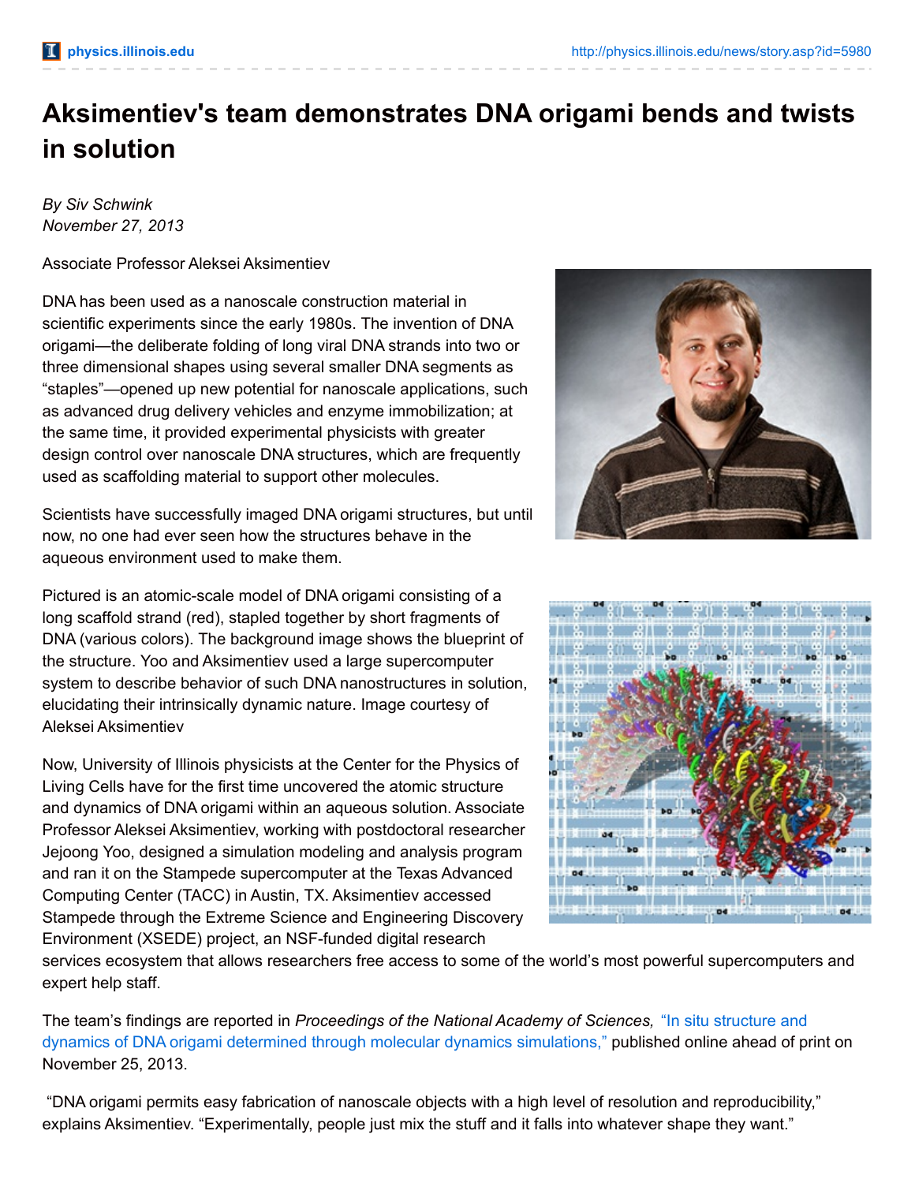# Aksimentiev's team demonstrates DNA origami bends and twists in solution

*By Siv Schwink*
*November 27, 2013*

Associate Professor Aleksei Aksimentiev

DNA has been used as a nanoscale construction material in scientific experiments since the early 1980s. The invention of DNA origami—the deliberate folding of long viral DNA strands into two or three dimensional shapes using several smaller DNA segments as "staples"—opened up new potential for nanoscale applications, such as advanced drug delivery vehicles and enzyme immobilization; at the same time, it provided experimental physicists with greater design control over nanoscale DNA structures, which are frequently used as scaffolding material to support other molecules.

Scientists have successfully imaged DNA origami structures, but until now, no one had ever seen how the structures behave in the aqueous environment used to make them.

Pictured is an atomic-scale model of DNA origami consisting of a long scaffold strand (red), stapled together by short fragments of DNA (various colors). The background image shows the blueprint of the structure. Yoo and Aksimentiev used a large supercomputer system to describe behavior of such DNA nanostructures in solution, elucidating their intrinsically dynamic nature. Image courtesy of Aleksei Aksimentiev

Now, University of Illinois physicists at the Center for the Physics of Living Cells have for the first time uncovered the atomic structure and dynamics of DNA origami within an aqueous solution. Associate Professor Aleksei Aksimentiev, working with postdoctoral researcher Jejoong Yoo, designed a simulation modeling and analysis program and ran it on the Stampede supercomputer at the Texas Advanced Computing Center (TACC) in Austin, TX. Aksimentiev accessed Stampede through the Extreme Science and Engineering Discovery Environment (XSEDE) project, an NSF-funded digital research services ecosystem that allows researchers free access to some of the world's most powerful supercomputers and expert help staff.

The team's findings are reported in *Proceedings of the National Academy of Sciences,* "In situ structure and dynamics of DNA origami determined through molecular dynamics simulations," published online ahead of print on November 25, 2013.

"DNA origami permits easy fabrication of nanoscale objects with a high level of resolution and reproducibility," explains Aksimentiev. "Experimentally, people just mix the stuff and it falls into whatever shape they want."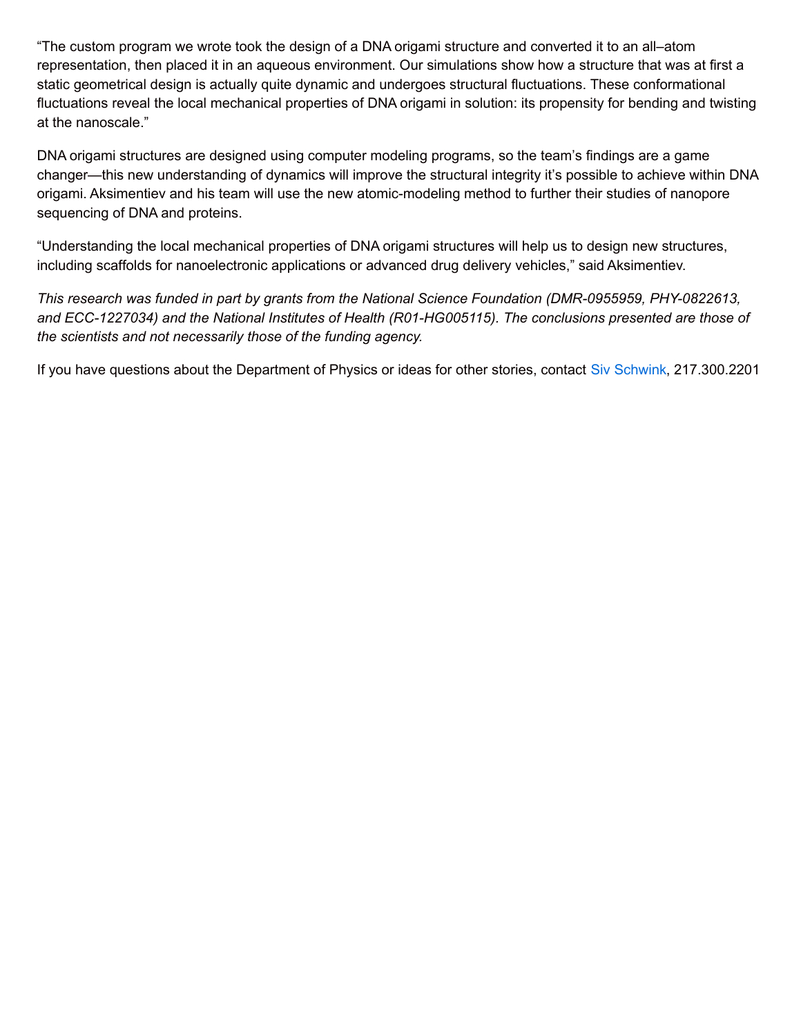"The custom program we wrote took the design of a DNA origami structure and converted it to an all–atom representation, then placed it in an aqueous environment. Our simulations show how a structure that was at first a static geometrical design is actually quite dynamic and undergoes structural fluctuations. These conformational fluctuations reveal the local mechanical properties of DNA origami in solution: its propensity for bending and twisting at the nanoscale."

DNA origami structures are designed using computer modeling programs, so the team's findings are a game changer—this new understanding of dynamics will improve the structural integrity it's possible to achieve within DNA origami. Aksimentiev and his team will use the new atomic-modeling method to further their studies of nanopore sequencing of DNA and proteins.

"Understanding the local mechanical properties of DNA origami structures will help us to design new structures, including scaffolds for nanoelectronic applications or advanced drug delivery vehicles," said Aksimentiev.

*This research was funded in part by grants from the National Science Foundation (DMR-0955959, PHY-0822613, and ECC-1227034) and the National Institutes of Health (R01-HG005115). The conclusions presented are those of the scientists and not necessarily those of the funding agency.*

If you have questions about the Department of Physics or ideas for other stories, contact Siv Schwink, 217.300.2201